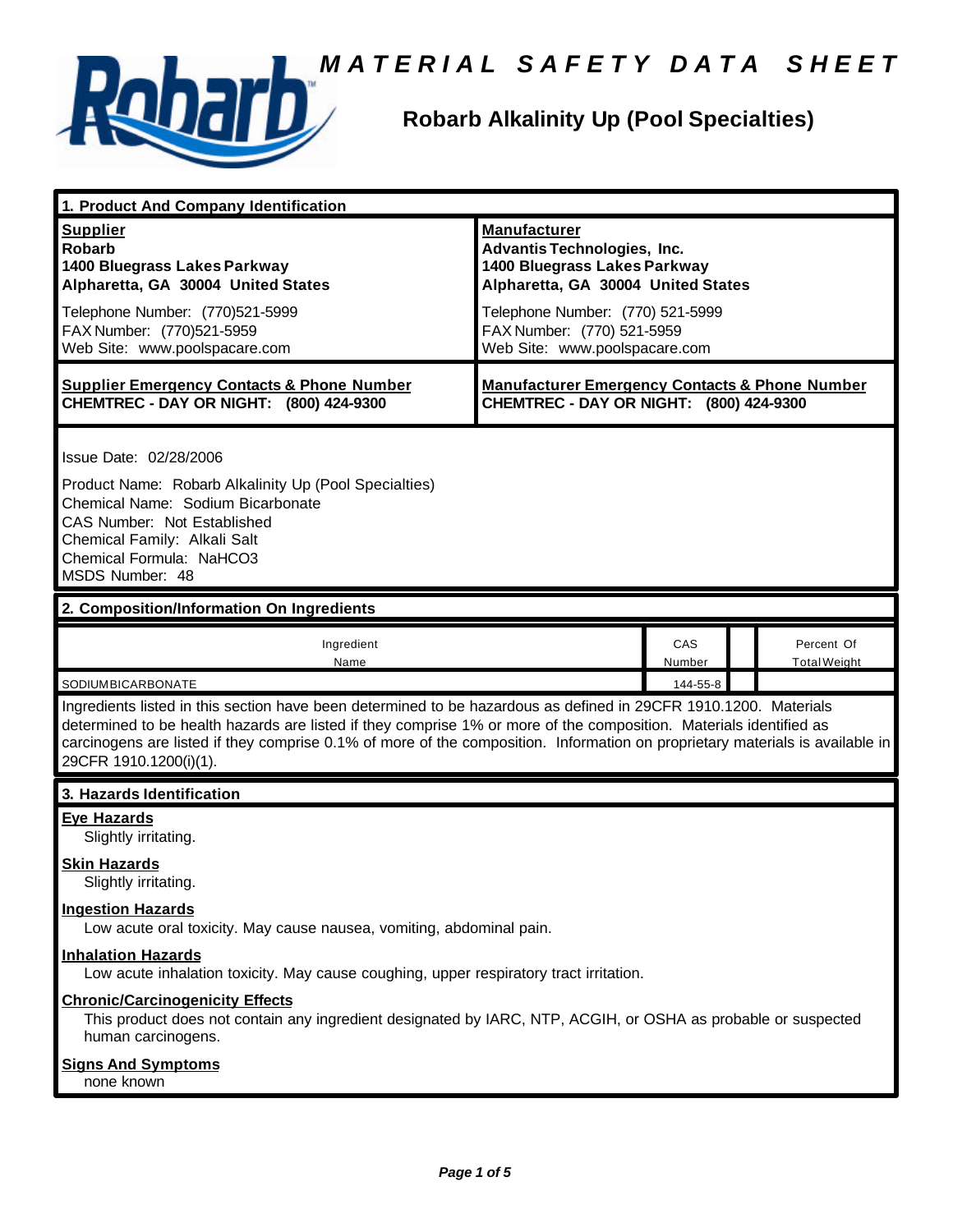# MATERIAL SAFETY DATA SHEET

## Robarb Alkalinity Up (Pool Specialties)

### 1. Product And Company Identification

| Supplier | Manufacturer |
|---|---|
| **Robarb**<br>**1400 Bluegrass Lakes Parkway**<br>**Alpharetta, GA 30004 United States** | **Advantis Technologies, Inc.**<br>**1400 Bluegrass Lakes Parkway**<br>**Alpharetta, GA 30004 United States** |
| Telephone Number: (770)521-5999<br>FAX Number: (770)521-5959<br>Web Site: www.poolspacare.com | Telephone Number: (770) 521-5999<br>FAX Number: (770) 521-5959<br>Web Site: www.poolspacare.com |

| Supplier Emergency Contacts & Phone Number | Manufacturer Emergency Contacts & Phone Number |
|---|---|
| **CHEMTREC - DAY OR NIGHT: (800) 424-9300** | **CHEMTREC - DAY OR NIGHT: (800) 424-9300** |

Issue Date: 02/28/2006

Product Name: Robarb Alkalinity Up (Pool Specialties)
Chemical Name: Sodium Bicarbonate
CAS Number: Not Established
Chemical Family: Alkali Salt
Chemical Formula: $NaHCO_3$
MSDS Number: 48

### 2. Composition/Information On Ingredients

| Ingredient Name | CAS Number | | Percent Of Total Weight |
|---|---|---|---|
| SODIUMBICARBONATE | 144-55-8 | | |

Ingredients listed in this section have been determined to be hazardous as defined in 29CFR 1910.1200. Materials determined to be health hazards are listed if they comprise 1% or more of the composition. Materials identified as carcinogens are listed if they comprise 0.1% of more of the composition. Information on proprietary materials is available in 29CFR 1910.1200(i)(1).

### 3. Hazards Identification

**Eye Hazards**
Slightly irritating.

**Skin Hazards**
Slightly irritating.

**Ingestion Hazards**
Low acute oral toxicity. May cause nausea, vomiting, abdominal pain.

**Inhalation Hazards**
Low acute inhalation toxicity. May cause coughing, upper respiratory tract irritation.

**Chronic/Carcinogenicity Effects**
This product does not contain any ingredient designated by IARC, NTP, ACGIH, or OSHA as probable or suspected human carcinogens.

**Signs And Symptoms**
none known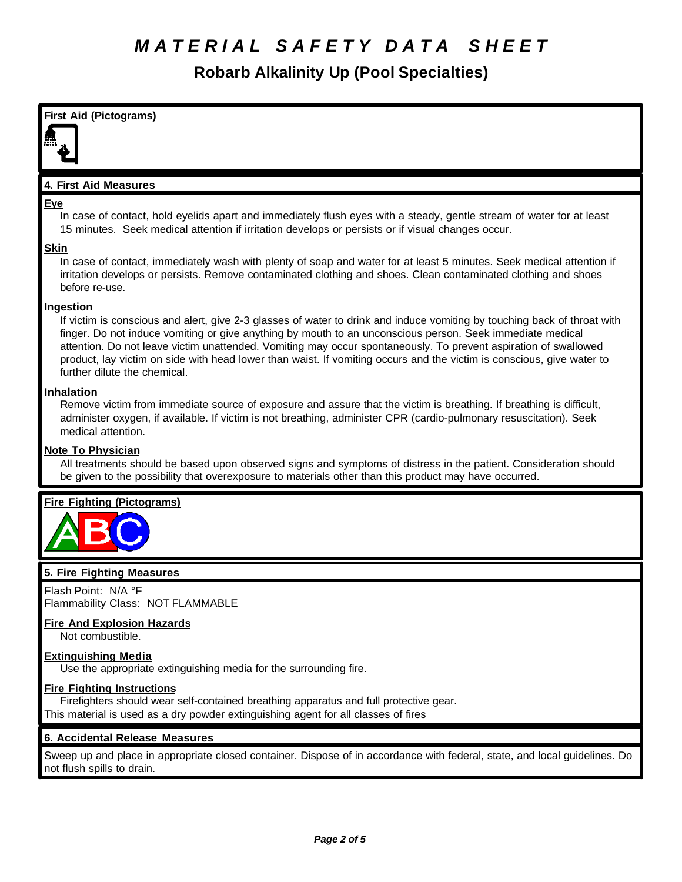# MATERIAL SAFETY DATA SHEET

## Robarb Alkalinity Up (Pool Specialties)

**First Aid (Pictograms)**

### 4. First Aid Measures

**Eye**

In case of contact, hold eyelids apart and immediately flush eyes with a steady, gentle stream of water for at least 15 minutes. Seek medical attention if irritation develops or persists or if visual changes occur.

**Skin**

In case of contact, immediately wash with plenty of soap and water for at least 5 minutes. Seek medical attention if irritation develops or persists. Remove contaminated clothing and shoes. Clean contaminated clothing and shoes before re-use.

**Ingestion**

If victim is conscious and alert, give 2-3 glasses of water to drink and induce vomiting by touching back of throat with finger. Do not induce vomiting or give anything by mouth to an unconscious person. Seek immediate medical attention. Do not leave victim unattended. Vomiting may occur spontaneously. To prevent aspiration of swallowed product, lay victim on side with head lower than waist. If vomiting occurs and the victim is conscious, give water to further dilute the chemical.

**Inhalation**

Remove victim from immediate source of exposure and assure that the victim is breathing. If breathing is difficult, administer oxygen, if available. If victim is not breathing, administer CPR (cardio-pulmonary resuscitation). Seek medical attention.

**Note To Physician**

All treatments should be based upon observed signs and symptoms of distress in the patient. Consideration should be given to the possibility that overexposure to materials other than this product may have occurred.

**Fire Fighting (Pictograms)**

### 5. Fire Fighting Measures

Flash Point: N/A °F
Flammability Class: NOT FLAMMABLE

**Fire And Explosion Hazards**

Not combustible.

**Extinguishing Media**

Use the appropriate extinguishing media for the surrounding fire.

**Fire Fighting Instructions**

Firefighters should wear self-contained breathing apparatus and full protective gear.
This material is used as a dry powder extinguishing agent for all classes of fires

### 6. Accidental Release Measures

Sweep up and place in appropriate closed container. Dispose of in accordance with federal, state, and local guidelines. Do not flush spills to drain.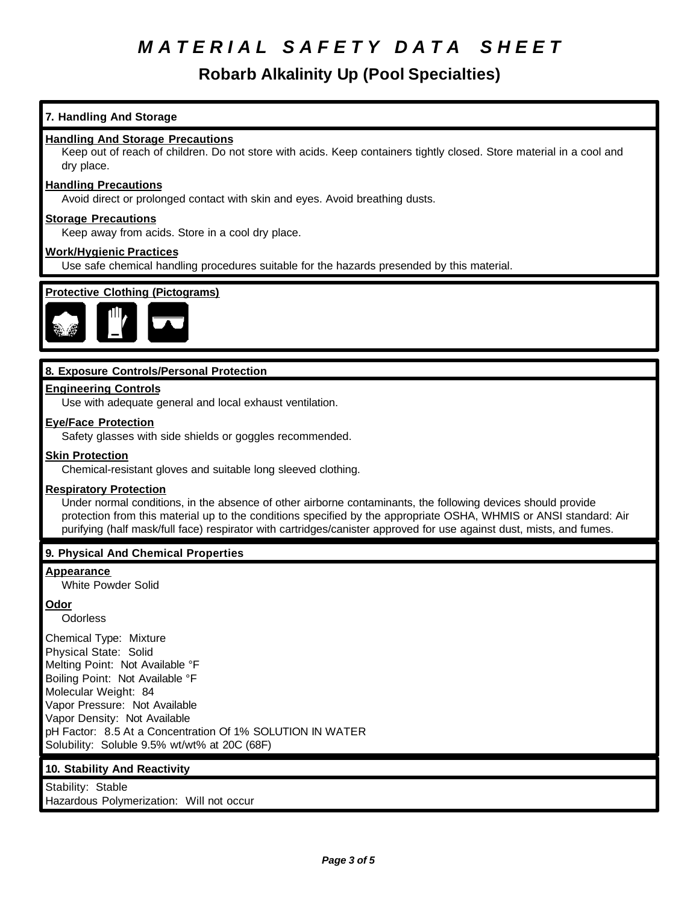# MATERIAL SAFETY DATA SHEET

## Robarb Alkalinity Up (Pool Specialties)

### 7. Handling And Storage

**Handling And Storage Precautions**

Keep out of reach of children. Do not store with acids. Keep containers tightly closed. Store material in a cool and dry place.

**Handling Precautions**

Avoid direct or prolonged contact with skin and eyes. Avoid breathing dusts.

**Storage Precautions**

Keep away from acids. Store in a cool dry place.

**Work/Hygienic Practices**

Use safe chemical handling procedures suitable for the hazards presended by this material.

**Protective Clothing (Pictograms)**

### 8. Exposure Controls/Personal Protection

**Engineering Controls**

Use with adequate general and local exhaust ventilation.

**Eye/Face Protection**

Safety glasses with side shields or goggles recommended.

**Skin Protection**

Chemical-resistant gloves and suitable long sleeved clothing.

**Respiratory Protection**

Under normal conditions, in the absence of other airborne contaminants, the following devices should provide protection from this material up to the conditions specified by the appropriate OSHA, WHMIS or ANSI standard: Air purifying (half mask/full face) respirator with cartridges/canister approved for use against dust, mists, and fumes.

### 9. Physical And Chemical Properties

**Appearance**

White Powder Solid

**Odor**

Odorless

Chemical Type: Mixture
Physical State: Solid
Melting Point: Not Available °F
Boiling Point: Not Available °F
Molecular Weight: 84
Vapor Pressure: Not Available
Vapor Density: Not Available
pH Factor: 8.5 At a Concentration Of 1% SOLUTION IN WATER
Solubility: Soluble 9.5% wt/wt% at 20C (68F)

### 10. Stability And Reactivity

Stability: Stable
Hazardous Polymerization: Will not occur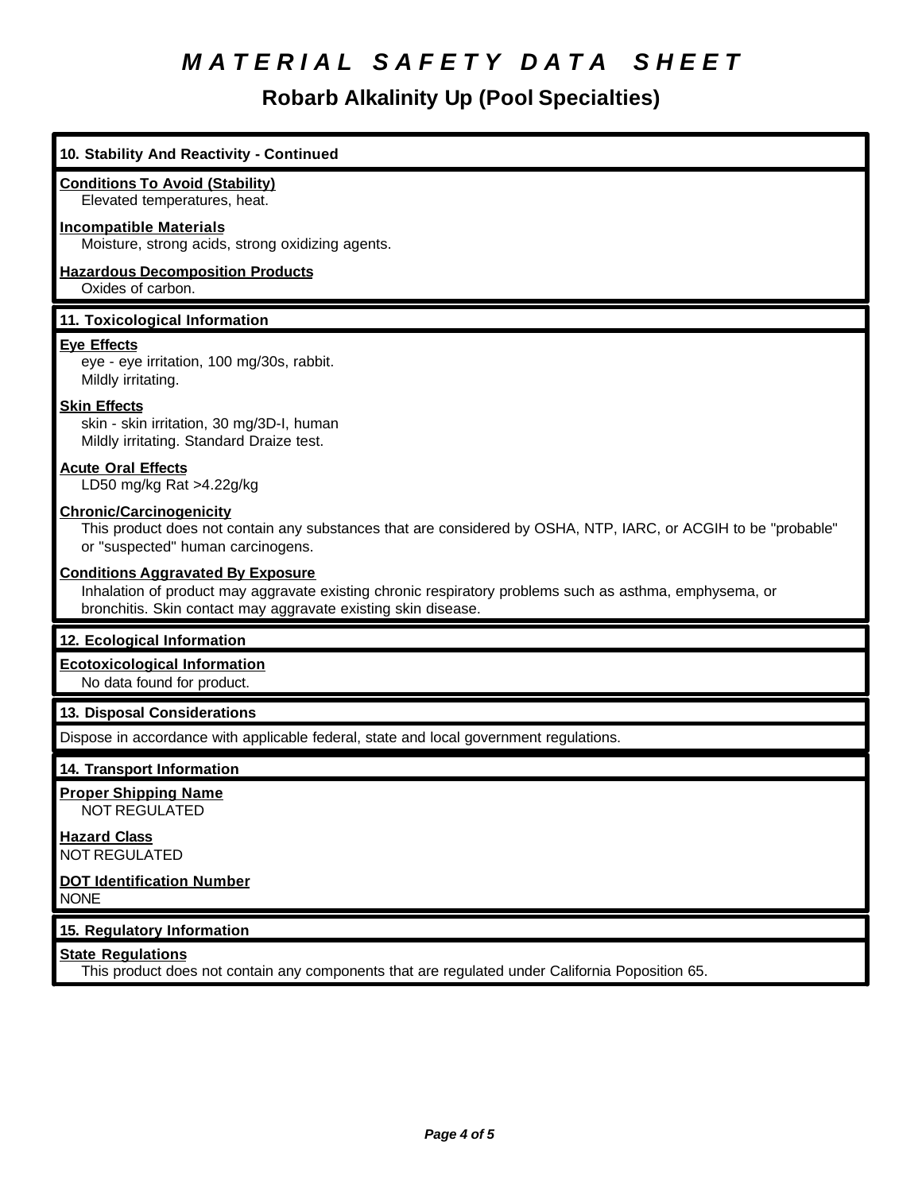# MATERIAL SAFETY DATA SHEET

## Robarb Alkalinity Up (Pool Specialties)

### 10. Stability And Reactivity - Continued

**Conditions To Avoid (Stability)**
Elevated temperatures, heat.

**Incompatible Materials**
Moisture, strong acids, strong oxidizing agents.

**Hazardous Decomposition Products**
Oxides of carbon.

### 11. Toxicological Information

**Eye Effects**
eye - eye irritation, 100 mg/30s, rabbit.
Mildly irritating.

**Skin Effects**
skin - skin irritation, 30 mg/3D-I, human
Mildly irritating. Standard Draize test.

**Acute Oral Effects**
LD50 mg/kg Rat >4.22g/kg

**Chronic/Carcinogenicity**
This product does not contain any substances that are considered by OSHA, NTP, IARC, or ACGIH to be "probable" or "suspected" human carcinogens.

**Conditions Aggravated By Exposure**
Inhalation of product may aggravate existing chronic respiratory problems such as asthma, emphysema, or bronchitis. Skin contact may aggravate existing skin disease.

### 12. Ecological Information

**Ecotoxicological Information**
No data found for product.

### 13. Disposal Considerations

Dispose in accordance with applicable federal, state and local government regulations.

### 14. Transport Information

**Proper Shipping Name**
NOT REGULATED

**Hazard Class**
NOT REGULATED

**DOT Identification Number**
NONE

### 15. Regulatory Information

**State Regulations**
This product does not contain any components that are regulated under California Poposition 65.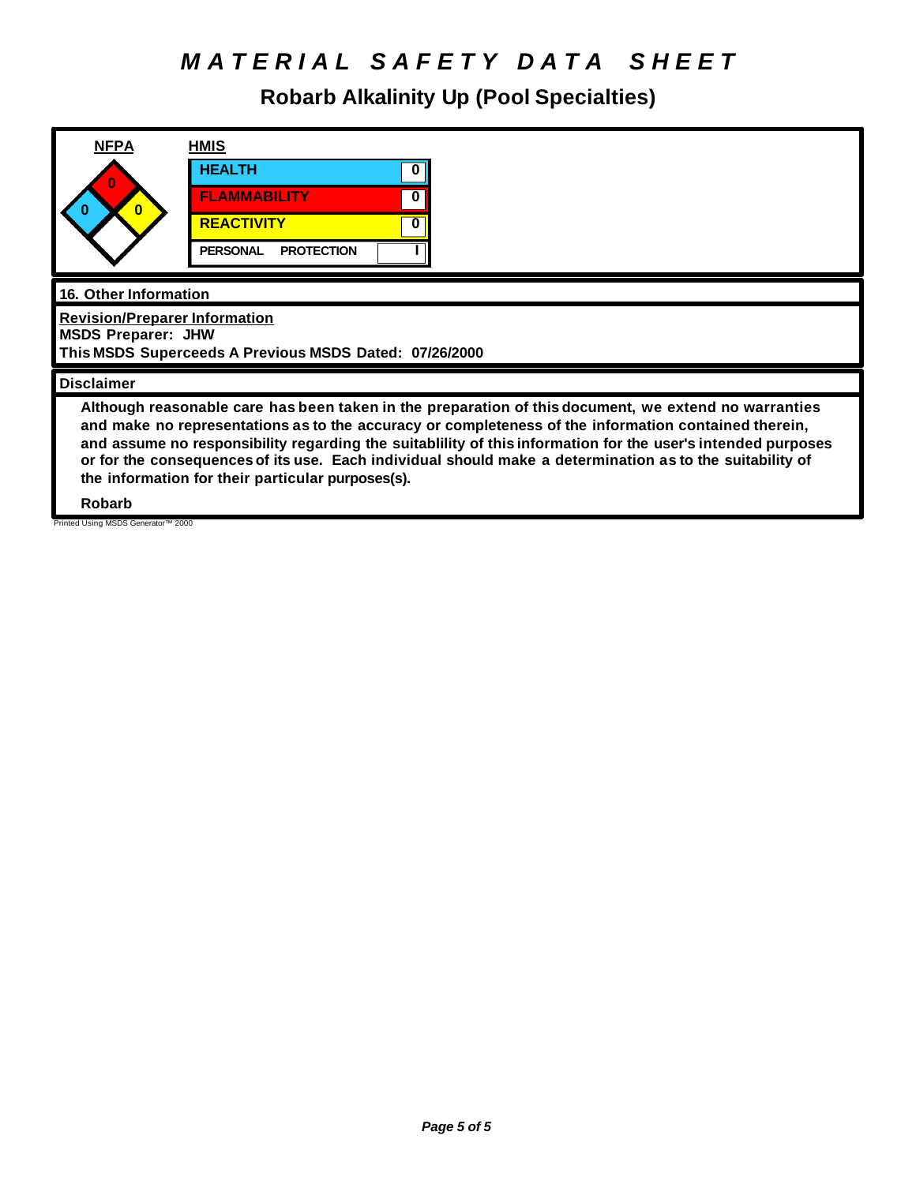# *M A T E R I A L   S A F E T Y   D A T A   S H E E T*

## Robarb Alkalinity Up (Pool Specialties)

**NFPA**

0
0   0

**HMIS**

| | |
|---|---|
| **HEALTH** | 0 |
| **FLAMMABILITY** | 0 |
| **REACTIVITY** | 0 |
| **PERSONAL PROTECTION** | I |

### 16. Other Information

**Revision/Preparer Information**

**MSDS Preparer: JHW**

**This MSDS Superceeds A Previous MSDS Dated: 07/26/2000**

### Disclaimer

**Although reasonable care has been taken in the preparation of this document, we extend no warranties and make no representations as to the accuracy or completeness of the information contained therein, and assume no responsibility regarding the suitablility of this information for the user's intended purposes or for the consequences of its use. Each individual should make a determination as to the suitability of the information for their particular purposes(s).**

**Robarb**

Printed Using MSDS Generator™ 2000